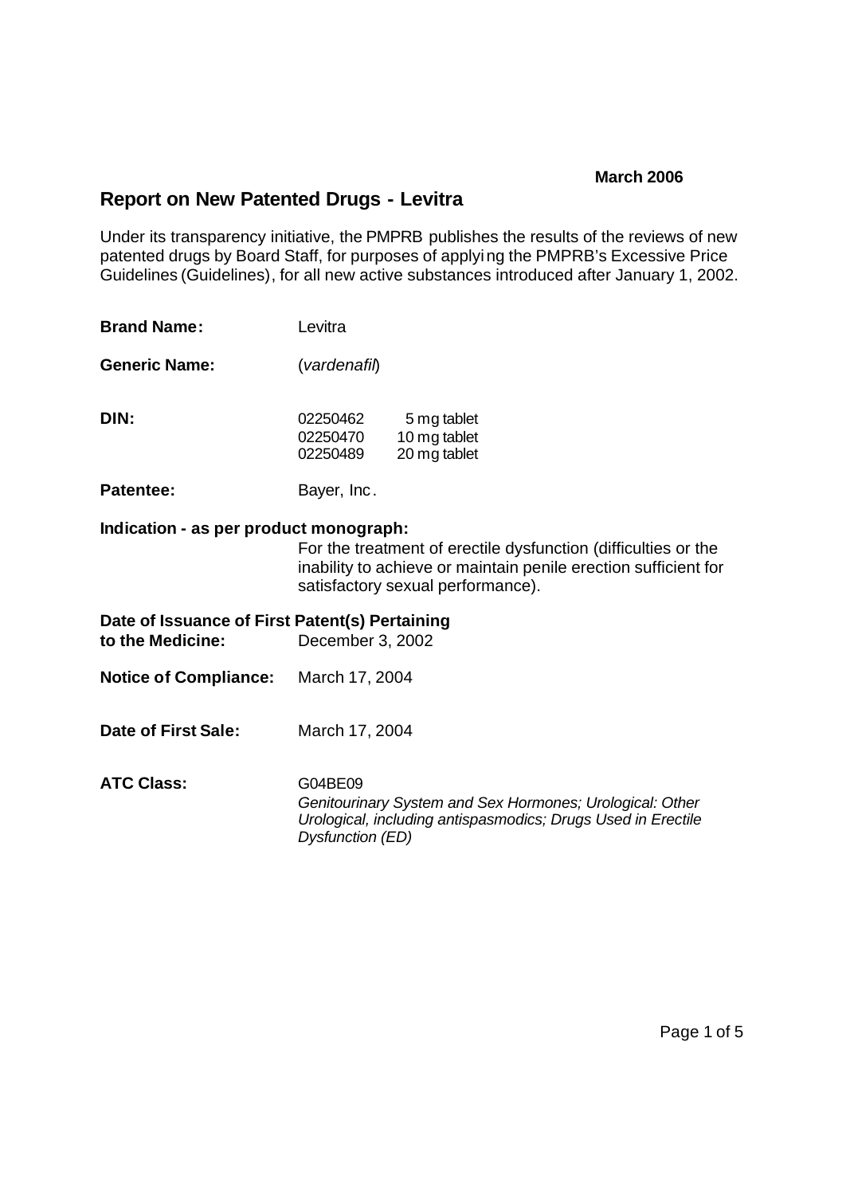**March 2006**

# Report on New Patented Drugs - Levitra

Under its transparency initiative, the PMPRB publishes the results of the reviews of new patented drugs by Board Staff, for purposes of applying the PMPRB's Excessive Price Guidelines (Guidelines), for all new active substances introduced after January 1, 2002.

**Brand Name:** Levitra

**Generic Name:** (*vardenafil*)

**DIN:**

| | |
|---|---|
| 02250462 | 5 mg tablet |
| 02250470 | 10 mg tablet |
| 02250489 | 20 mg tablet |

**Patentee:** Bayer, Inc.

**Indication - as per product monograph:**
For the treatment of erectile dysfunction (difficulties or the inability to achieve or maintain penile erection sufficient for satisfactory sexual performance).

**Date of Issuance of First Patent(s) Pertaining to the Medicine:** December 3, 2002

**Notice of Compliance:** March 17, 2004

**Date of First Sale:** March 17, 2004

**ATC Class:** G04BE09
*Genitourinary System and Sex Hormones; Urological: Other Urological, including antispasmodics; Drugs Used in Erectile Dysfunction (ED)*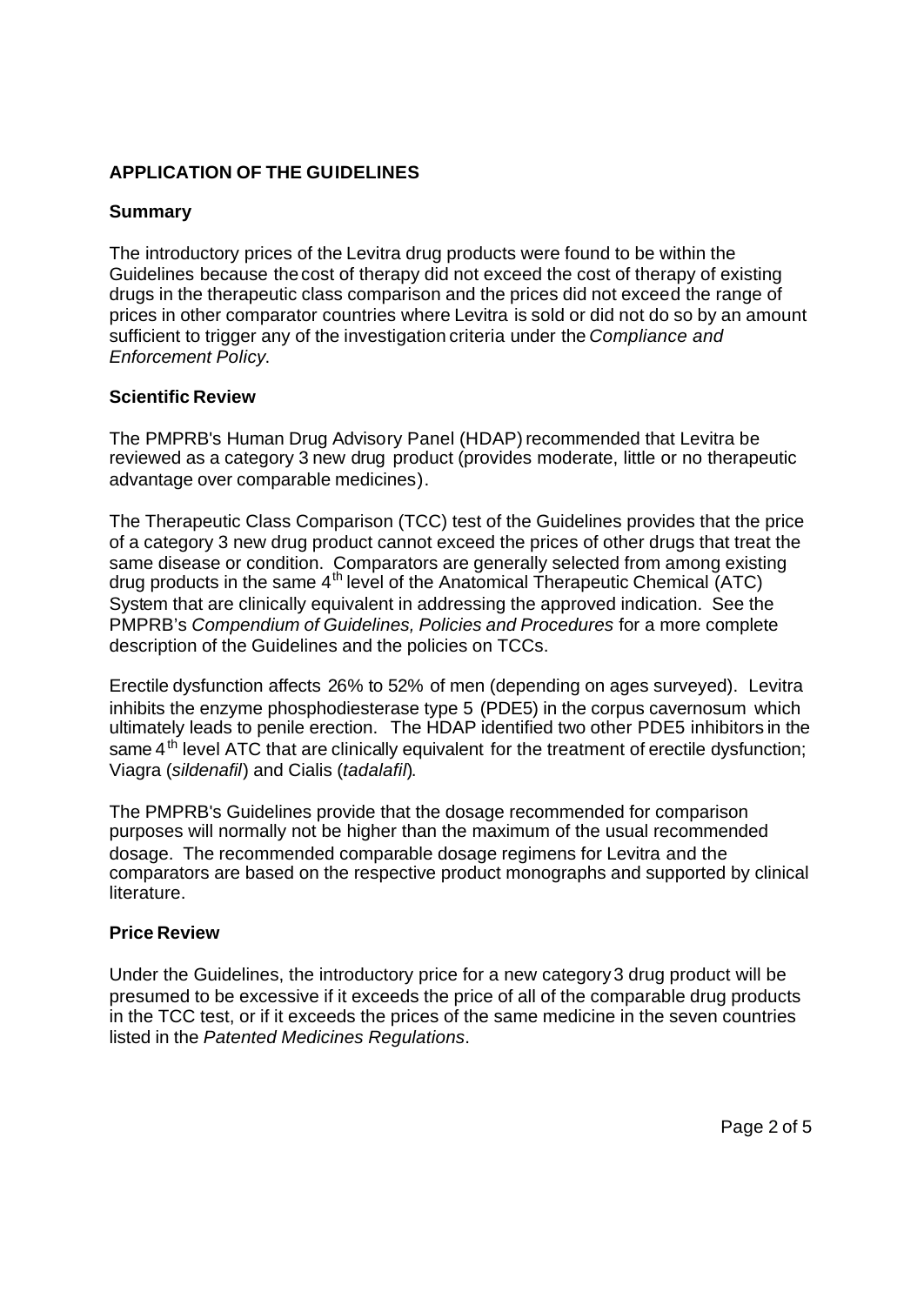## APPLICATION OF THE GUIDELINES

### Summary

The introductory prices of the Levitra drug products were found to be within the Guidelines because the cost of therapy did not exceed the cost of therapy of existing drugs in the therapeutic class comparison and the prices did not exceed the range of prices in other comparator countries where Levitra is sold or did not do so by an amount sufficient to trigger any of the investigation criteria under the *Compliance and Enforcement Policy*.

### Scientific Review

The PMPRB's Human Drug Advisory Panel (HDAP) recommended that Levitra be reviewed as a category 3 new drug product (provides moderate, little or no therapeutic advantage over comparable medicines).

The Therapeutic Class Comparison (TCC) test of the Guidelines provides that the price of a category 3 new drug product cannot exceed the prices of other drugs that treat the same disease or condition. Comparators are generally selected from among existing drug products in the same 4th level of the Anatomical Therapeutic Chemical (ATC) System that are clinically equivalent in addressing the approved indication. See the PMPRB's *Compendium of Guidelines, Policies and Procedures* for a more complete description of the Guidelines and the policies on TCCs.

Erectile dysfunction affects 26% to 52% of men (depending on ages surveyed). Levitra inhibits the enzyme phosphodiesterase type 5 (PDE5) in the corpus cavernosum which ultimately leads to penile erection. The HDAP identified two other PDE5 inhibitors in the same 4th level ATC that are clinically equivalent for the treatment of erectile dysfunction; Viagra (*sildenafil*) and Cialis (*tadalafil*).

The PMPRB's Guidelines provide that the dosage recommended for comparison purposes will normally not be higher than the maximum of the usual recommended dosage. The recommended comparable dosage regimens for Levitra and the comparators are based on the respective product monographs and supported by clinical literature.

### Price Review

Under the Guidelines, the introductory price for a new category 3 drug product will be presumed to be excessive if it exceeds the price of all of the comparable drug products in the TCC test, or if it exceeds the prices of the same medicine in the seven countries listed in the *Patented Medicines Regulations*.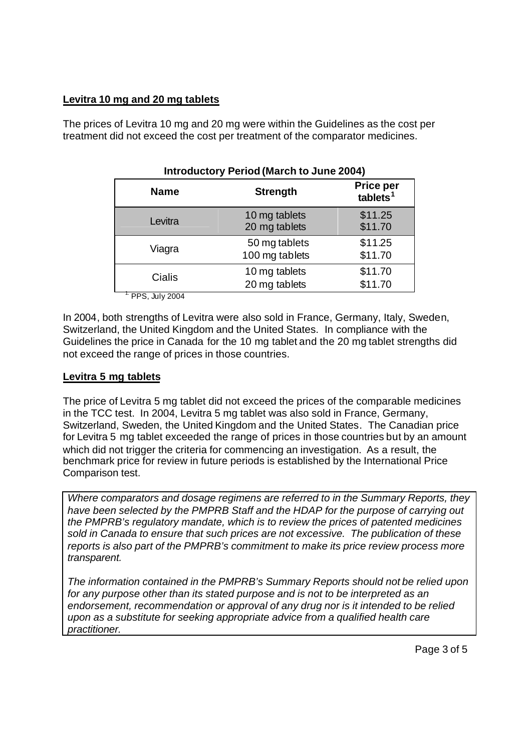## Levitra 10 mg and 20 mg tablets

The prices of Levitra 10 mg and 20 mg were within the Guidelines as the cost per treatment did not exceed the cost per treatment of the comparator medicines.

**Introductory Period (March to June 2004)**

| Name | Strength | Price per tablets[1] |
|---|---|---|
| Levitra | 10 mg tablets<br>20 mg tablets | \$11.25<br>\$11.70 |
| Viagra | 50 mg tablets<br>100 mg tablets | \$11.25<br>\$11.70 |
| Cialis | 10 mg tablets<br>20 mg tablets | \$11.70<br>\$11.70 |

[1] PPS, July 2004

In 2004, both strengths of Levitra were also sold in France, Germany, Italy, Sweden, Switzerland, the United Kingdom and the United States. In compliance with the Guidelines the price in Canada for the 10 mg tablet and the 20 mg tablet strengths did not exceed the range of prices in those countries.

## Levitra 5 mg tablets

The price of Levitra 5 mg tablet did not exceed the prices of the comparable medicines in the TCC test. In 2004, Levitra 5 mg tablet was also sold in France, Germany, Switzerland, Sweden, the United Kingdom and the United States. The Canadian price for Levitra 5 mg tablet exceeded the range of prices in those countries but by an amount which did not trigger the criteria for commencing an investigation. As a result, the benchmark price for review in future periods is established by the International Price Comparison test.

*Where comparators and dosage regimens are referred to in the Summary Reports, they have been selected by the PMPRB Staff and the HDAP for the purpose of carrying out the PMPRB's regulatory mandate, which is to review the prices of patented medicines sold in Canada to ensure that such prices are not excessive. The publication of these reports is also part of the PMPRB's commitment to make its price review process more transparent.*

*The information contained in the PMPRB's Summary Reports should not be relied upon for any purpose other than its stated purpose and is not to be interpreted as an endorsement, recommendation or approval of any drug nor is it intended to be relied upon as a substitute for seeking appropriate advice from a qualified health care practitioner.*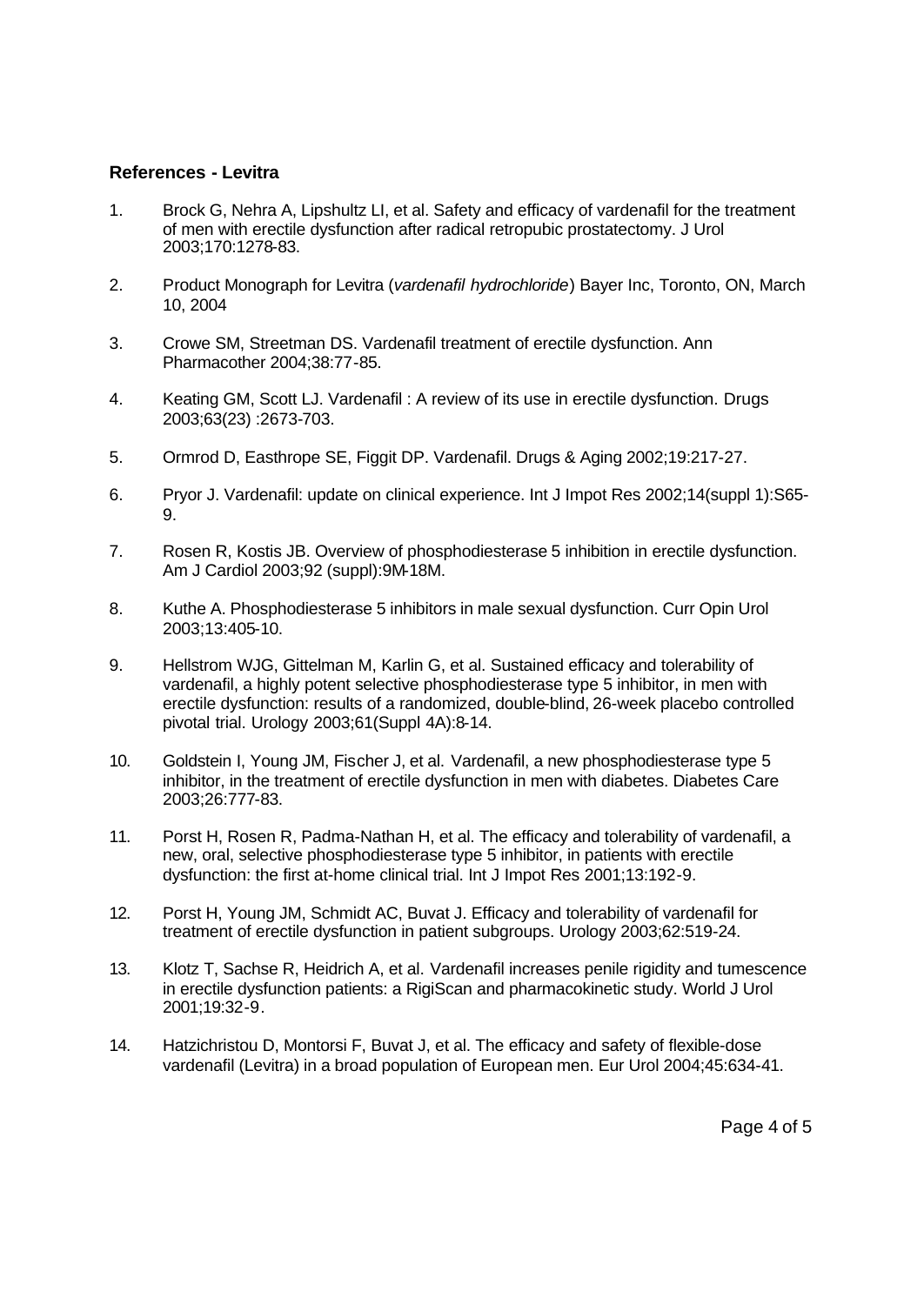**References - Levitra**

1. Brock G, Nehra A, Lipshultz LI, et al. Safety and efficacy of vardenafil for the treatment of men with erectile dysfunction after radical retropubic prostatectomy. J Urol 2003;170:1278-83.

2. Product Monograph for Levitra (*vardenafil hydrochloride*) Bayer Inc, Toronto, ON, March 10, 2004

3. Crowe SM, Streetman DS. Vardenafil treatment of erectile dysfunction. Ann Pharmacother 2004;38:77-85.

4. Keating GM, Scott LJ. Vardenafil : A review of its use in erectile dysfunction. Drugs 2003;63(23) :2673-703.

5. Ormrod D, Easthrope SE, Figgit DP. Vardenafil. Drugs & Aging 2002;19:217-27.

6. Pryor J. Vardenafil: update on clinical experience. Int J Impot Res 2002;14(suppl 1):S65-9.

7. Rosen R, Kostis JB. Overview of phosphodiesterase 5 inhibition in erectile dysfunction. Am J Cardiol 2003;92 (suppl):9M-18M.

8. Kuthe A. Phosphodiesterase 5 inhibitors in male sexual dysfunction. Curr Opin Urol 2003;13:405-10.

9. Hellstrom WJG, Gittelman M, Karlin G, et al. Sustained efficacy and tolerability of vardenafil, a highly potent selective phosphodiesterase type 5 inhibitor, in men with erectile dysfunction: results of a randomized, double-blind, 26-week placebo controlled pivotal trial. Urology 2003;61(Suppl 4A):8-14.

10. Goldstein I, Young JM, Fischer J, et al. Vardenafil, a new phosphodiesterase type 5 inhibitor, in the treatment of erectile dysfunction in men with diabetes. Diabetes Care 2003;26:777-83.

11. Porst H, Rosen R, Padma-Nathan H, et al. The efficacy and tolerability of vardenafil, a new, oral, selective phosphodiesterase type 5 inhibitor, in patients with erectile dysfunction: the first at-home clinical trial. Int J Impot Res 2001;13:192-9.

12. Porst H, Young JM, Schmidt AC, Buvat J. Efficacy and tolerability of vardenafil for treatment of erectile dysfunction in patient subgroups. Urology 2003;62:519-24.

13. Klotz T, Sachse R, Heidrich A, et al. Vardenafil increases penile rigidity and tumescence in erectile dysfunction patients: a RigiScan and pharmacokinetic study. World J Urol 2001;19:32-9.

14. Hatzichristou D, Montorsi F, Buvat J, et al. The efficacy and safety of flexible-dose vardenafil (Levitra) in a broad population of European men. Eur Urol 2004;45:634-41.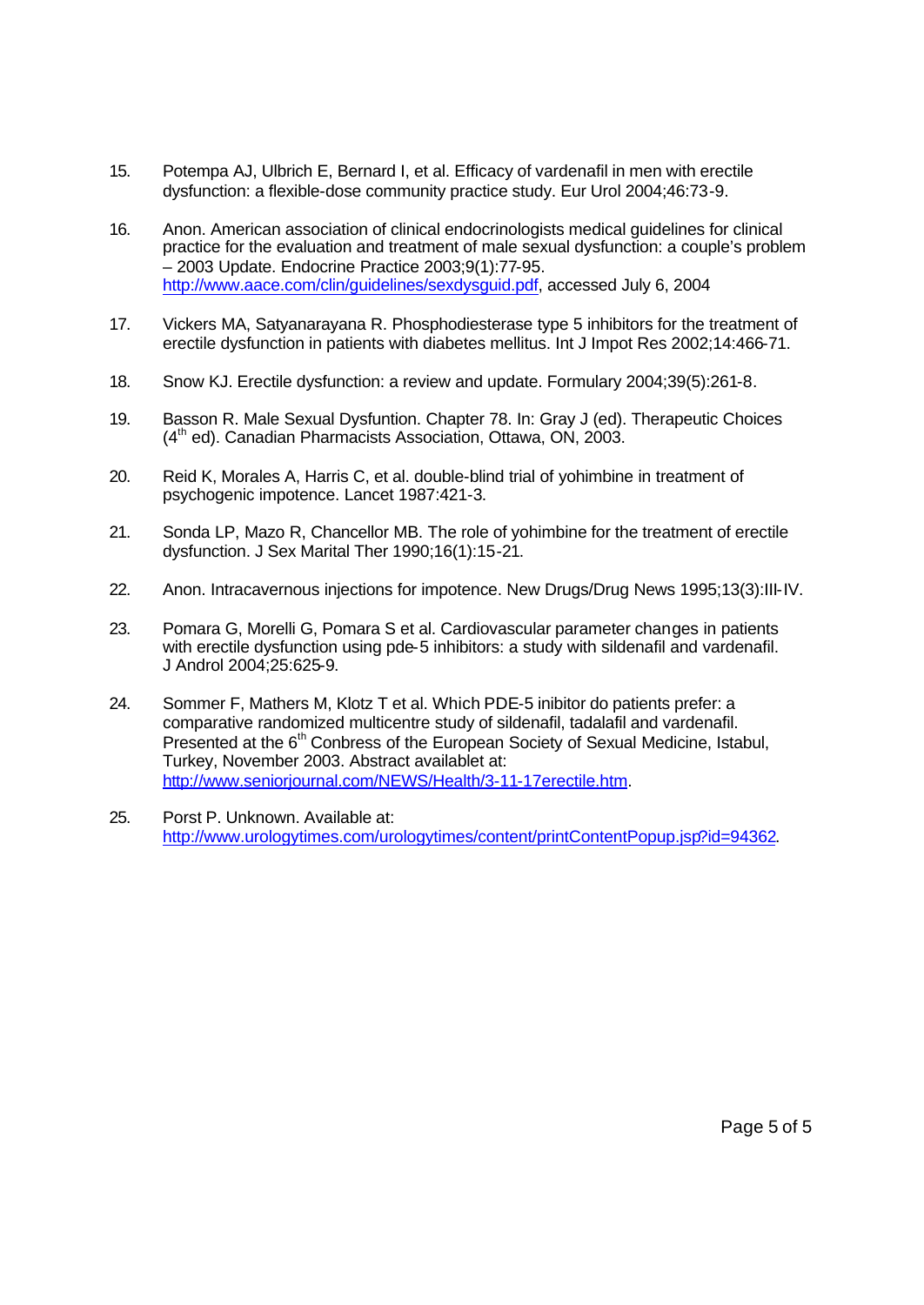15. Potempa AJ, Ulbrich E, Bernard I, et al. Efficacy of vardenafil in men with erectile dysfunction: a flexible-dose community practice study. Eur Urol 2004;46:73-9.

16. Anon. American association of clinical endocrinologists medical guidelines for clinical practice for the evaluation and treatment of male sexual dysfunction: a couple's problem – 2003 Update. Endocrine Practice 2003;9(1):77-95. http://www.aace.com/clin/guidelines/sexdysguid.pdf, accessed July 6, 2004

17. Vickers MA, Satyanarayana R. Phosphodiesterase type 5 inhibitors for the treatment of erectile dysfunction in patients with diabetes mellitus. Int J Impot Res 2002;14:466-71.

18. Snow KJ. Erectile dysfunction: a review and update. Formulary 2004;39(5):261-8.

19. Basson R. Male Sexual Dysfuntion. Chapter 78. In: Gray J (ed). Therapeutic Choices (4[th] ed). Canadian Pharmacists Association, Ottawa, ON, 2003.

20. Reid K, Morales A, Harris C, et al. double-blind trial of yohimbine in treatment of psychogenic impotence. Lancet 1987:421-3.

21. Sonda LP, Mazo R, Chancellor MB. The role of yohimbine for the treatment of erectile dysfunction. J Sex Marital Ther 1990;16(1):15-21.

22. Anon. Intracavernous injections for impotence. New Drugs/Drug News 1995;13(3):III-IV.

23. Pomara G, Morelli G, Pomara S et al. Cardiovascular parameter changes in patients with erectile dysfunction using pde-5 inhibitors: a study with sildenafil and vardenafil. J Androl 2004;25:625-9.

24. Sommer F, Mathers M, Klotz T et al. Which PDE-5 inibitor do patients prefer: a comparative randomized multicentre study of sildenafil, tadalafil and vardenafil. Presented at the 6[th] Conbress of the European Society of Sexual Medicine, Istabul, Turkey, November 2003. Abstract availablet at: http://www.seniorjournal.com/NEWS/Health/3-11-17erectile.htm.

25. Porst P. Unknown. Available at: http://www.urologytimes.com/urologytimes/content/printContentPopup.jsp?id=94362.